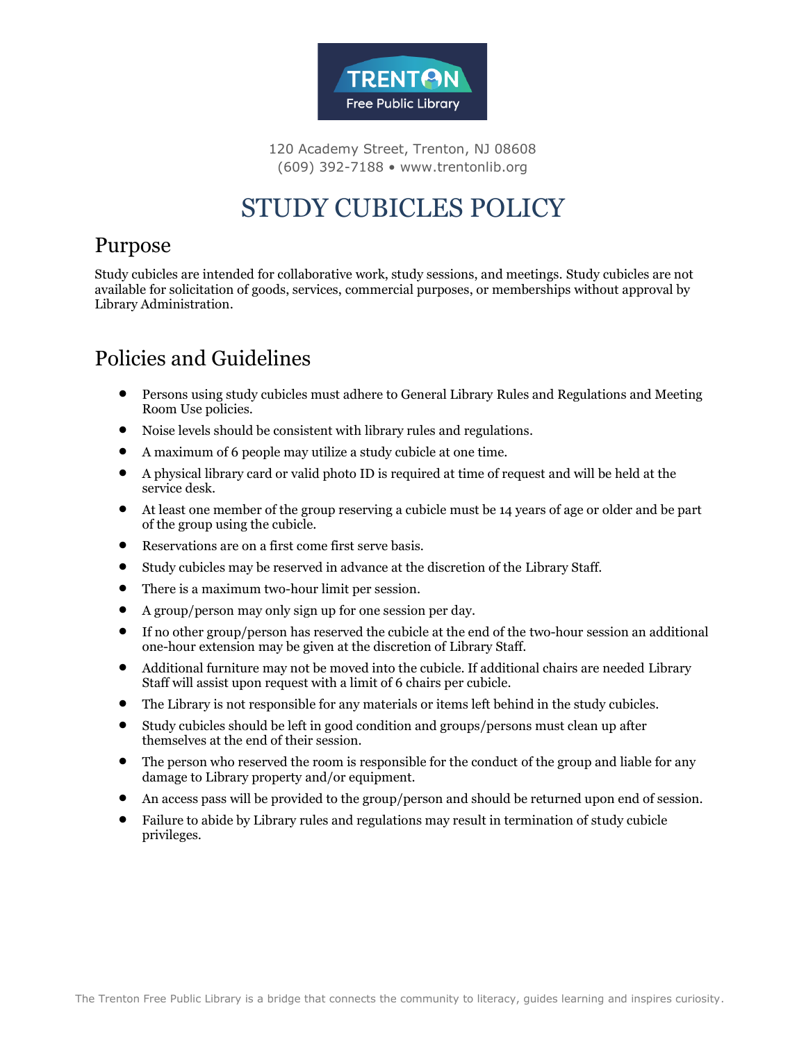TRENTON
Free Public Library

120 Academy Street, Trenton, NJ 08608
(609) 392-7188 • www.trentonlib.org

# STUDY CUBICLES POLICY

## Purpose

Study cubicles are intended for collaborative work, study sessions, and meetings. Study cubicles are not available for solicitation of goods, services, commercial purposes, or memberships without approval by Library Administration.

## Policies and Guidelines

- Persons using study cubicles must adhere to General Library Rules and Regulations and Meeting Room Use policies.
- Noise levels should be consistent with library rules and regulations.
- A maximum of 6 people may utilize a study cubicle at one time.
- A physical library card or valid photo ID is required at time of request and will be held at the service desk.
- At least one member of the group reserving a cubicle must be 14 years of age or older and be part of the group using the cubicle.
- Reservations are on a first come first serve basis.
- Study cubicles may be reserved in advance at the discretion of the Library Staff.
- There is a maximum two-hour limit per session.
- A group/person may only sign up for one session per day.
- If no other group/person has reserved the cubicle at the end of the two-hour session an additional one-hour extension may be given at the discretion of Library Staff.
- Additional furniture may not be moved into the cubicle. If additional chairs are needed Library Staff will assist upon request with a limit of 6 chairs per cubicle.
- The Library is not responsible for any materials or items left behind in the study cubicles.
- Study cubicles should be left in good condition and groups/persons must clean up after themselves at the end of their session.
- The person who reserved the room is responsible for the conduct of the group and liable for any damage to Library property and/or equipment.
- An access pass will be provided to the group/person and should be returned upon end of session.
- Failure to abide by Library rules and regulations may result in termination of study cubicle privileges.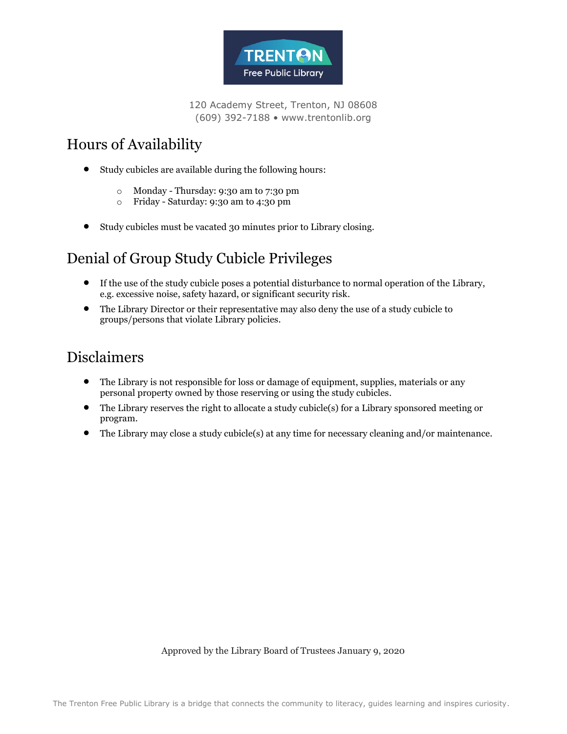TRENTON Free Public Library

120 Academy Street, Trenton, NJ 08608
(609) 392-7188 • www.trentonlib.org

## Hours of Availability

- Study cubicles are available during the following hours:
  - Monday - Thursday: 9:30 am to 7:30 pm
  - Friday - Saturday: 9:30 am to 4:30 pm
- Study cubicles must be vacated 30 minutes prior to Library closing.

## Denial of Group Study Cubicle Privileges

- If the use of the study cubicle poses a potential disturbance to normal operation of the Library, e.g. excessive noise, safety hazard, or significant security risk.
- The Library Director or their representative may also deny the use of a study cubicle to groups/persons that violate Library policies.

## Disclaimers

- The Library is not responsible for loss or damage of equipment, supplies, materials or any personal property owned by those reserving or using the study cubicles.
- The Library reserves the right to allocate a study cubicle(s) for a Library sponsored meeting or program.
- The Library may close a study cubicle(s) at any time for necessary cleaning and/or maintenance.

Approved by the Library Board of Trustees January 9, 2020

The Trenton Free Public Library is a bridge that connects the community to literacy, guides learning and inspires curiosity.